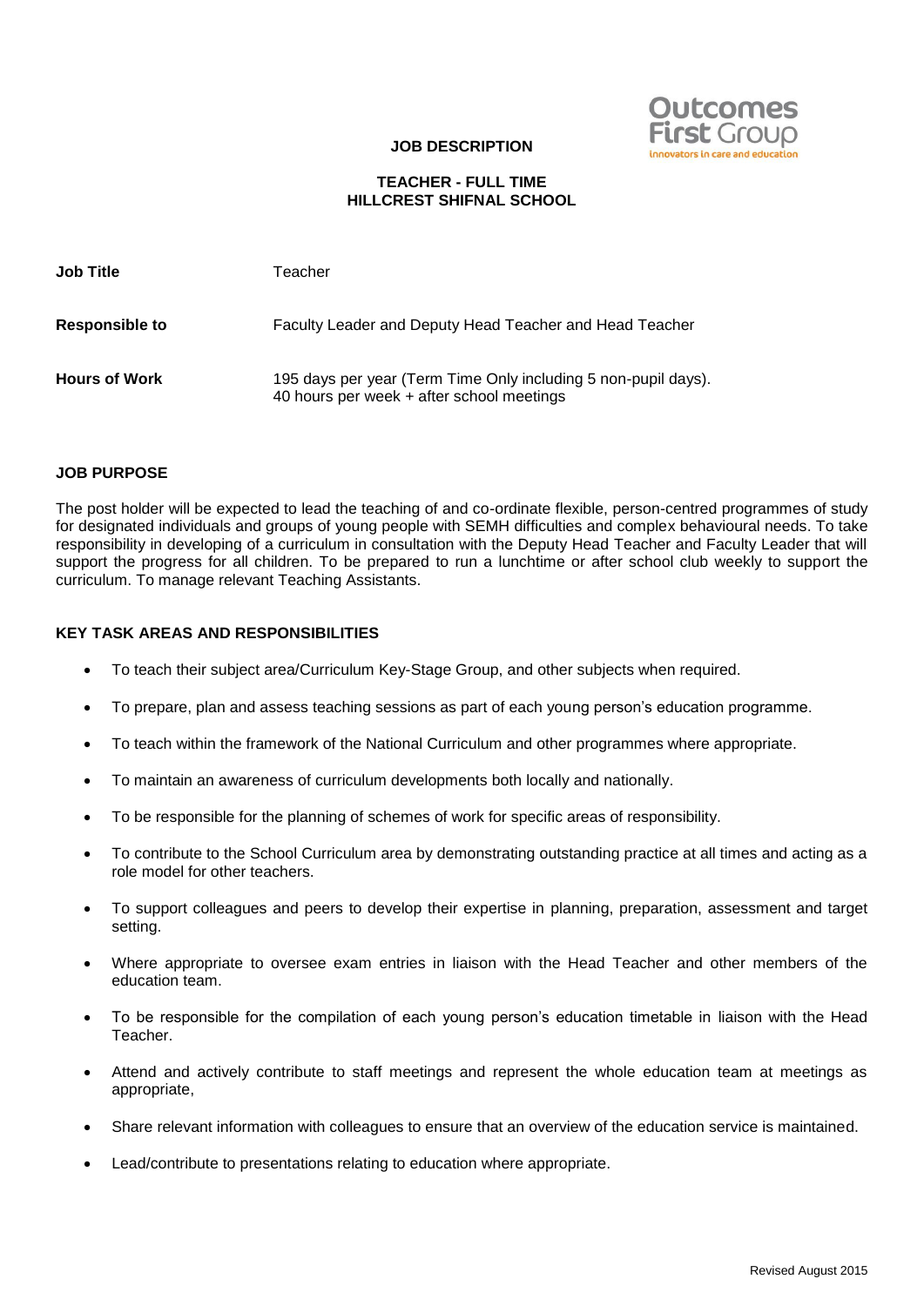**JOB DESCRIPTION**

**TEACHER - FULL TIME**
**HILLCREST SHIFNAL SCHOOL**

| | |
|---|---|
| **Job Title** | Teacher |
| **Responsible to** | Faculty Leader and Deputy Head Teacher and Head Teacher |
| **Hours of Work** | 195 days per year (Term Time Only including 5 non-pupil days). 40 hours per week + after school meetings |

## JOB PURPOSE

The post holder will be expected to lead the teaching of and co-ordinate flexible, person-centred programmes of study for designated individuals and groups of young people with SEMH difficulties and complex behavioural needs. To take responsibility in developing of a curriculum in consultation with the Deputy Head Teacher and Faculty Leader that will support the progress for all children. To be prepared to run a lunchtime or after school club weekly to support the curriculum. To manage relevant Teaching Assistants.

## KEY TASK AREAS AND RESPONSIBILITIES

- To teach their subject area/Curriculum Key-Stage Group, and other subjects when required.
- To prepare, plan and assess teaching sessions as part of each young person's education programme.
- To teach within the framework of the National Curriculum and other programmes where appropriate.
- To maintain an awareness of curriculum developments both locally and nationally.
- To be responsible for the planning of schemes of work for specific areas of responsibility.
- To contribute to the School Curriculum area by demonstrating outstanding practice at all times and acting as a role model for other teachers.
- To support colleagues and peers to develop their expertise in planning, preparation, assessment and target setting.
- Where appropriate to oversee exam entries in liaison with the Head Teacher and other members of the education team.
- To be responsible for the compilation of each young person's education timetable in liaison with the Head Teacher.
- Attend and actively contribute to staff meetings and represent the whole education team at meetings as appropriate,
- Share relevant information with colleagues to ensure that an overview of the education service is maintained.
- Lead/contribute to presentations relating to education where appropriate.

Revised August 2015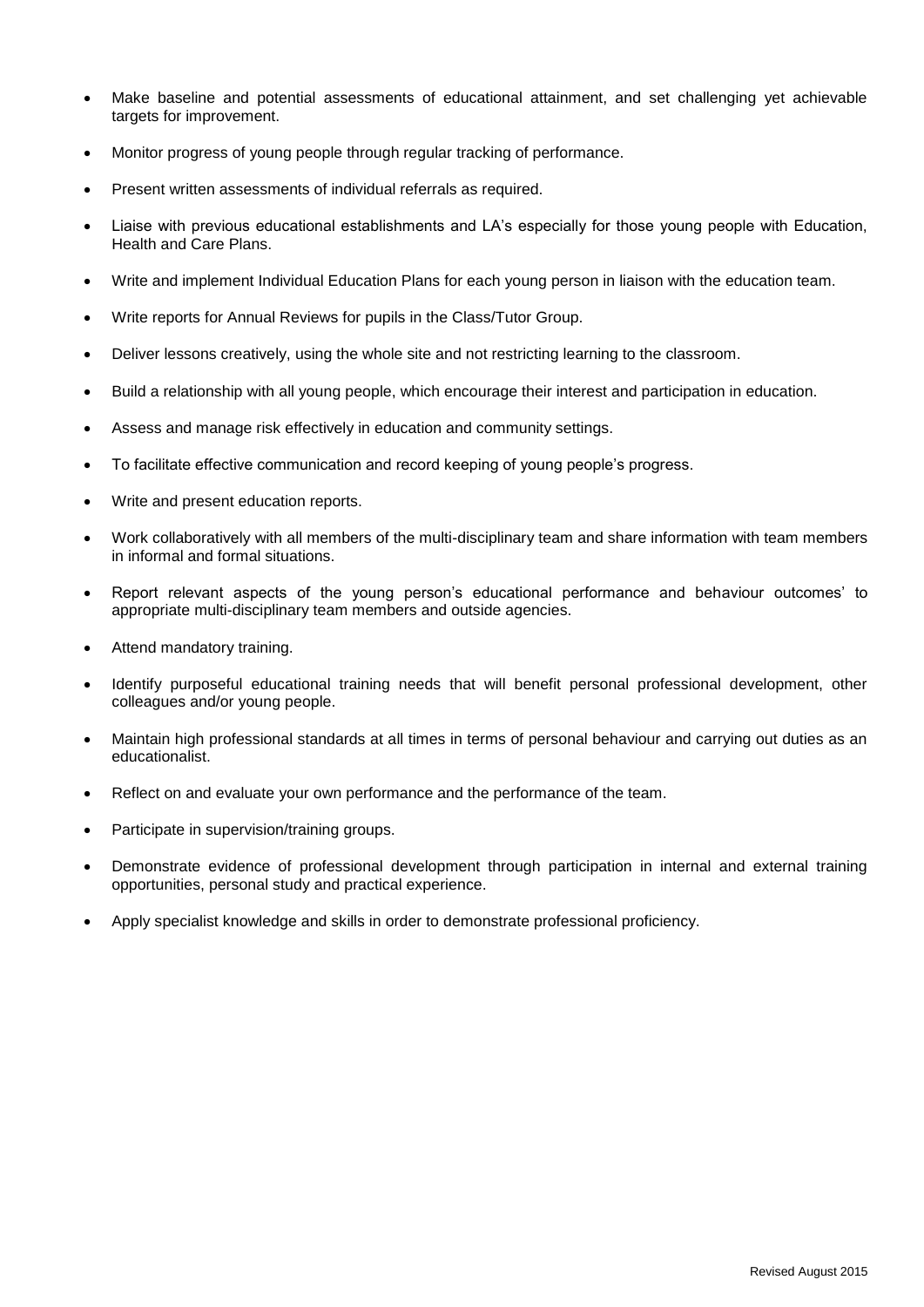- Make baseline and potential assessments of educational attainment, and set challenging yet achievable targets for improvement.
- Monitor progress of young people through regular tracking of performance.
- Present written assessments of individual referrals as required.
- Liaise with previous educational establishments and LA's especially for those young people with Education, Health and Care Plans.
- Write and implement Individual Education Plans for each young person in liaison with the education team.
- Write reports for Annual Reviews for pupils in the Class/Tutor Group.
- Deliver lessons creatively, using the whole site and not restricting learning to the classroom.
- Build a relationship with all young people, which encourage their interest and participation in education.
- Assess and manage risk effectively in education and community settings.
- To facilitate effective communication and record keeping of young people's progress.
- Write and present education reports.
- Work collaboratively with all members of the multi-disciplinary team and share information with team members in informal and formal situations.
- Report relevant aspects of the young person's educational performance and behaviour outcomes' to appropriate multi-disciplinary team members and outside agencies.
- Attend mandatory training.
- Identify purposeful educational training needs that will benefit personal professional development, other colleagues and/or young people.
- Maintain high professional standards at all times in terms of personal behaviour and carrying out duties as an educationalist.
- Reflect on and evaluate your own performance and the performance of the team.
- Participate in supervision/training groups.
- Demonstrate evidence of professional development through participation in internal and external training opportunities, personal study and practical experience.
- Apply specialist knowledge and skills in order to demonstrate professional proficiency.

Revised August 2015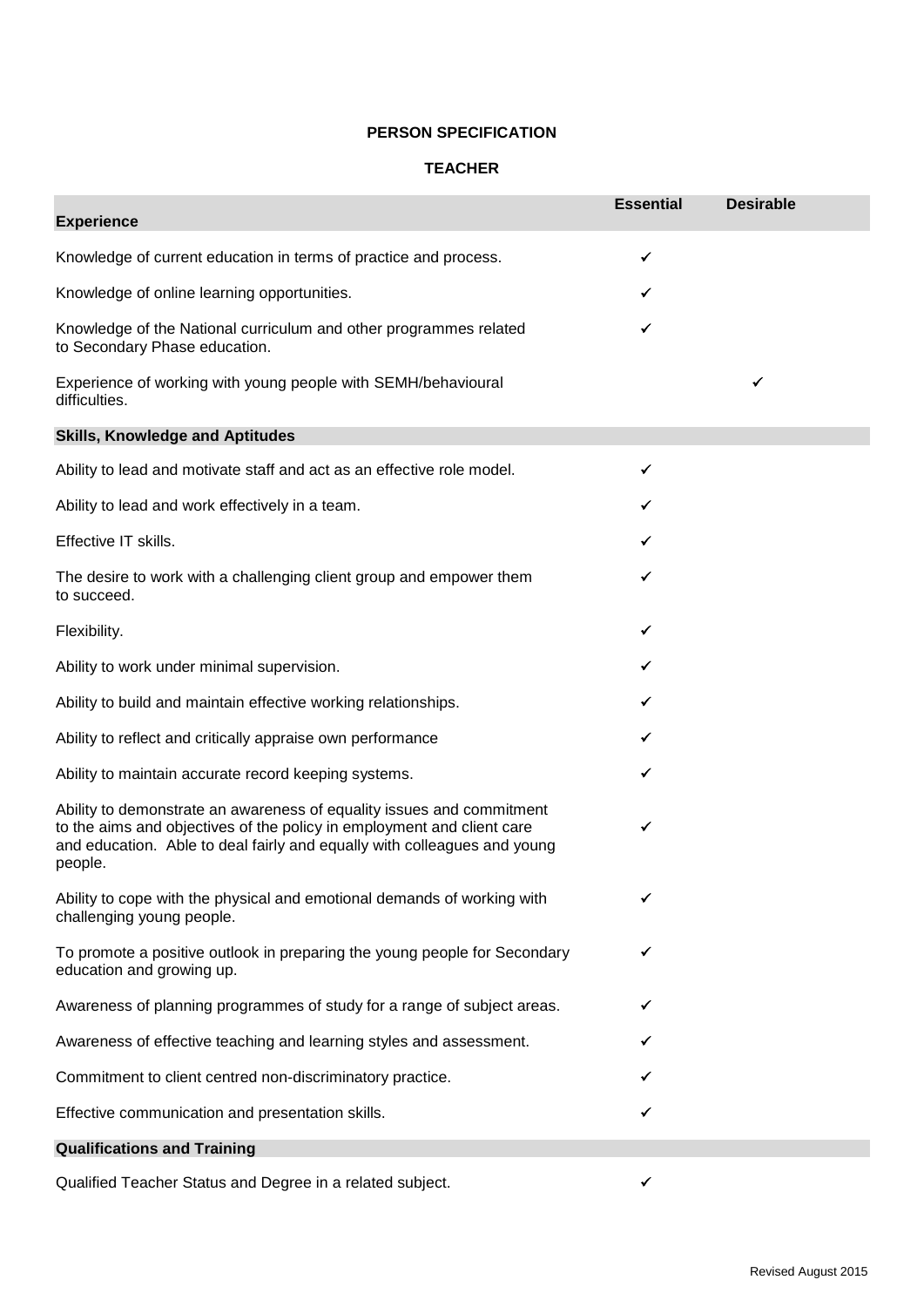**PERSON SPECIFICATION**

**TEACHER**

| **Experience** | **Essential** | **Desirable** |
|---|---|---|
| Knowledge of current education in terms of practice and process. | ✓ | |
| Knowledge of online learning opportunities. | ✓ | |
| Knowledge of the National curriculum and other programmes related to Secondary Phase education. | ✓ | |
| Experience of working with young people with SEMH/behavioural difficulties. | | ✓ |
| **Skills, Knowledge and Aptitudes** | | |
| Ability to lead and motivate staff and act as an effective role model. | ✓ | |
| Ability to lead and work effectively in a team. | ✓ | |
| Effective IT skills. | ✓ | |
| The desire to work with a challenging client group and empower them to succeed. | ✓ | |
| Flexibility. | ✓ | |
| Ability to work under minimal supervision. | ✓ | |
| Ability to build and maintain effective working relationships. | ✓ | |
| Ability to reflect and critically appraise own performance | ✓ | |
| Ability to maintain accurate record keeping systems. | ✓ | |
| Ability to demonstrate an awareness of equality issues and commitment to the aims and objectives of the policy in employment and client care and education. Able to deal fairly and equally with colleagues and young people. | ✓ | |
| Ability to cope with the physical and emotional demands of working with challenging young people. | ✓ | |
| To promote a positive outlook in preparing the young people for Secondary education and growing up. | ✓ | |
| Awareness of planning programmes of study for a range of subject areas. | ✓ | |
| Awareness of effective teaching and learning styles and assessment. | ✓ | |
| Commitment to client centred non-discriminatory practice. | ✓ | |
| Effective communication and presentation skills. | ✓ | |
| **Qualifications and Training** | | |
| Qualified Teacher Status and Degree in a related subject. | ✓ | |

Revised August 2015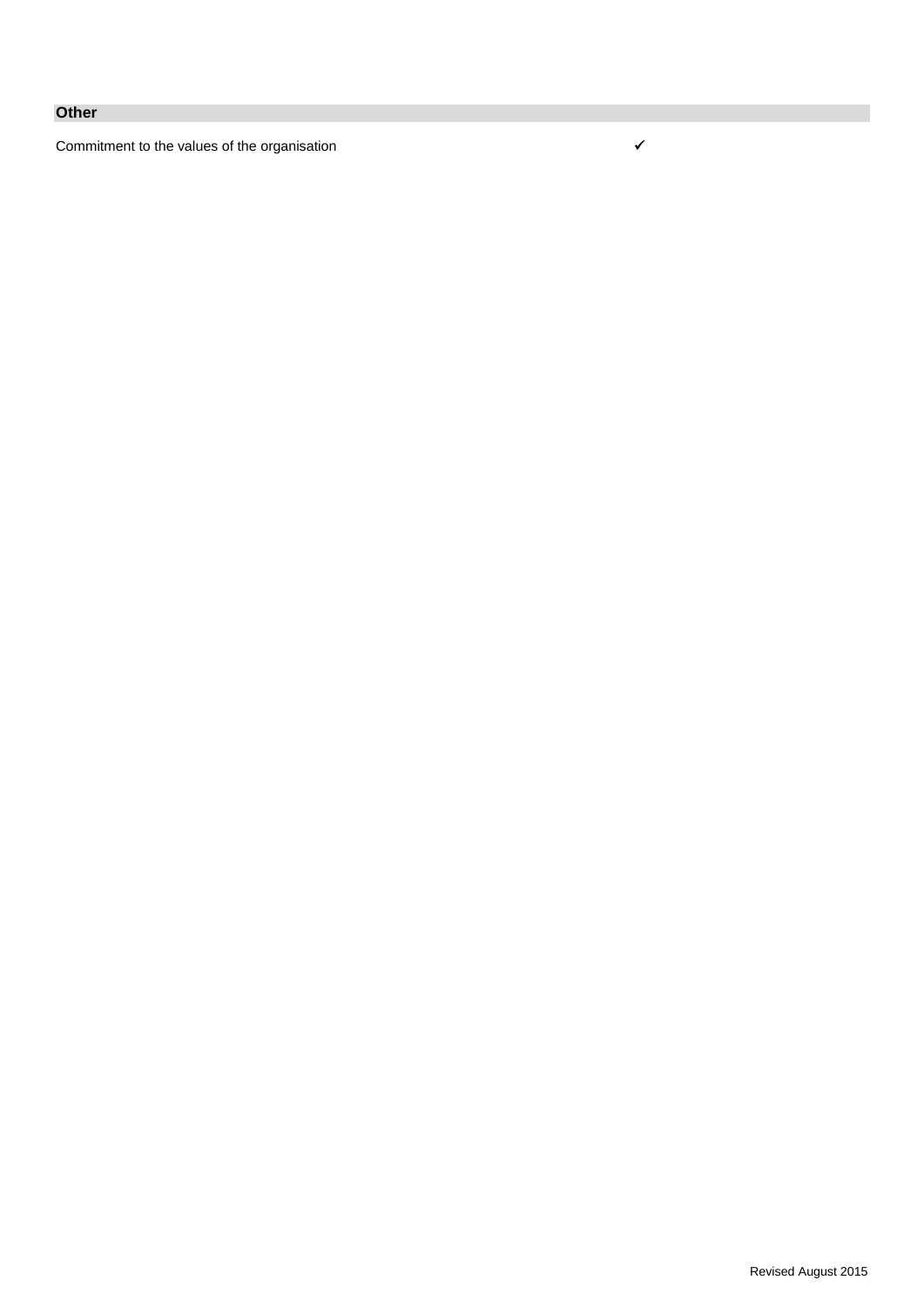| Other | | |
| --- | --- | --- |
| Commitment to the values of the organisation | ✓ | |

Revised August 2015